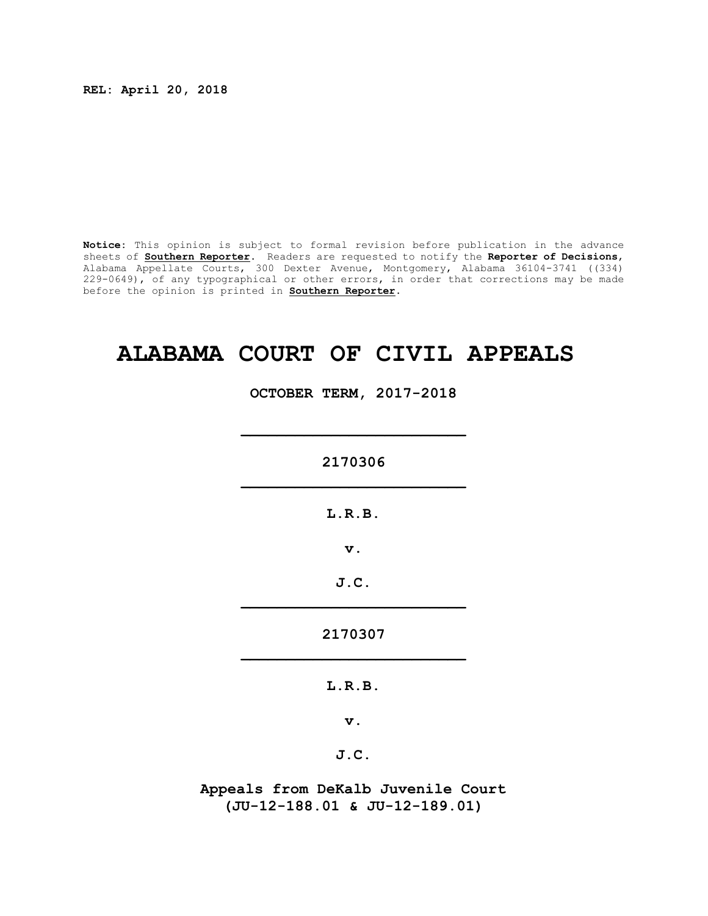**REL: April 20, 2018**

**Notice:** This opinion is subject to formal revision before publication in the advance sheets of **Southern Reporter**. Readers are requested to notify the **Reporter of Decisions**, Alabama Appellate Courts, 300 Dexter Avenue, Montgomery, Alabama 36104-3741 ((334) 229-0649), of any typographical or other errors, in order that corrections may be made before the opinion is printed in **Southern Reporter**.

# ALABAMA COURT OF CIVIL APPEALS

**OCTOBER TERM, 2017-2018**

---

**2170306**

---

**L.R.B.**

**v.**

**J.C.**

---

**2170307**

---

**L.R.B.**

**v.**

**J.C.**

**Appeals from DeKalb Juvenile Court**
**(JU-12-188.01 & JU-12-189.01)**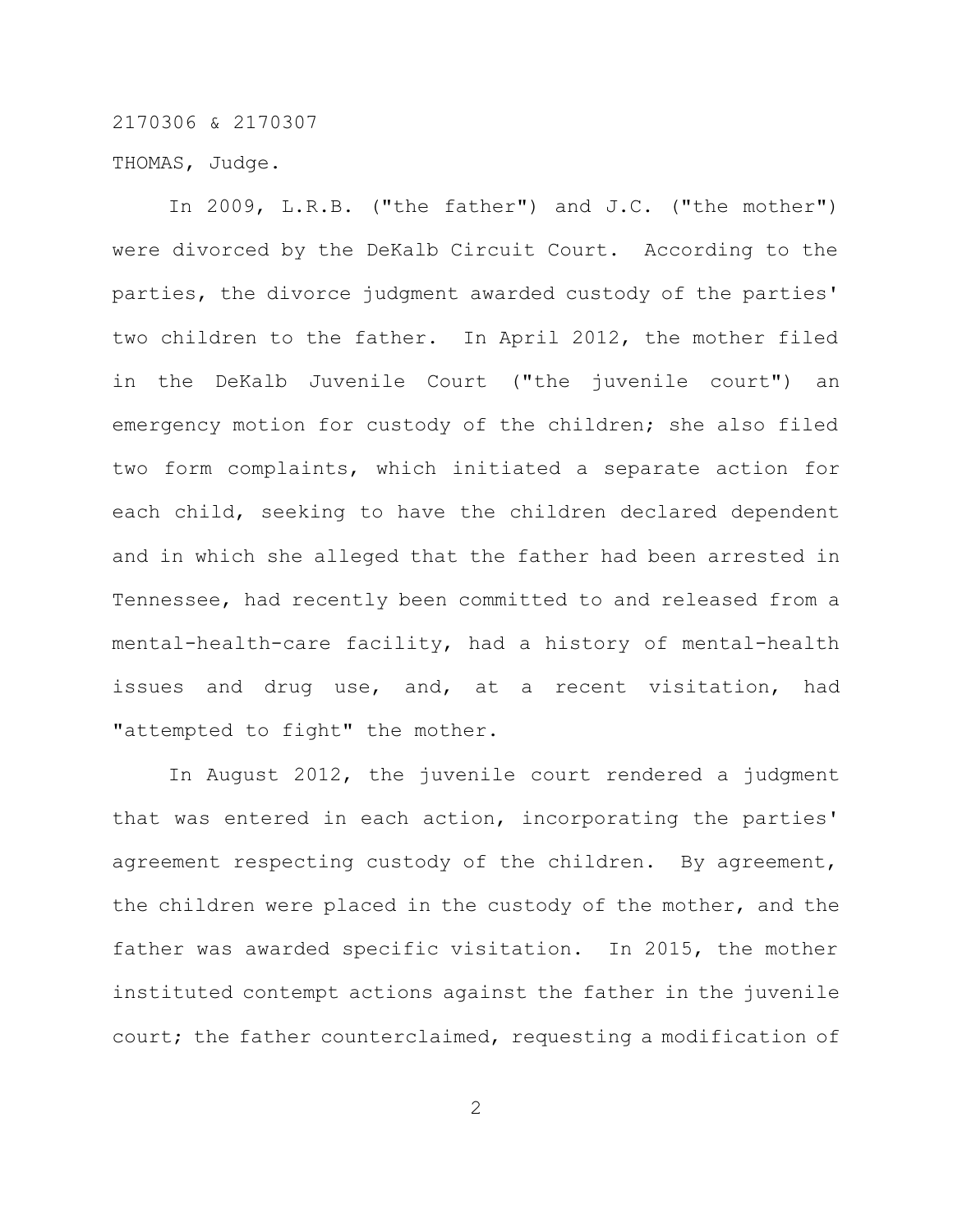2170306 & 2170307

THOMAS, Judge.

In 2009, L.R.B. ("the father") and J.C. ("the mother") were divorced by the DeKalb Circuit Court. According to the parties, the divorce judgment awarded custody of the parties' two children to the father. In April 2012, the mother filed in the DeKalb Juvenile Court ("the juvenile court") an emergency motion for custody of the children; she also filed two form complaints, which initiated a separate action for each child, seeking to have the children declared dependent and in which she alleged that the father had been arrested in Tennessee, had recently been committed to and released from a mental-health-care facility, had a history of mental-health issues and drug use, and, at a recent visitation, had "attempted to fight" the mother.

In August 2012, the juvenile court rendered a judgment that was entered in each action, incorporating the parties' agreement respecting custody of the children. By agreement, the children were placed in the custody of the mother, and the father was awarded specific visitation. In 2015, the mother instituted contempt actions against the father in the juvenile court; the father counterclaimed, requesting a modification of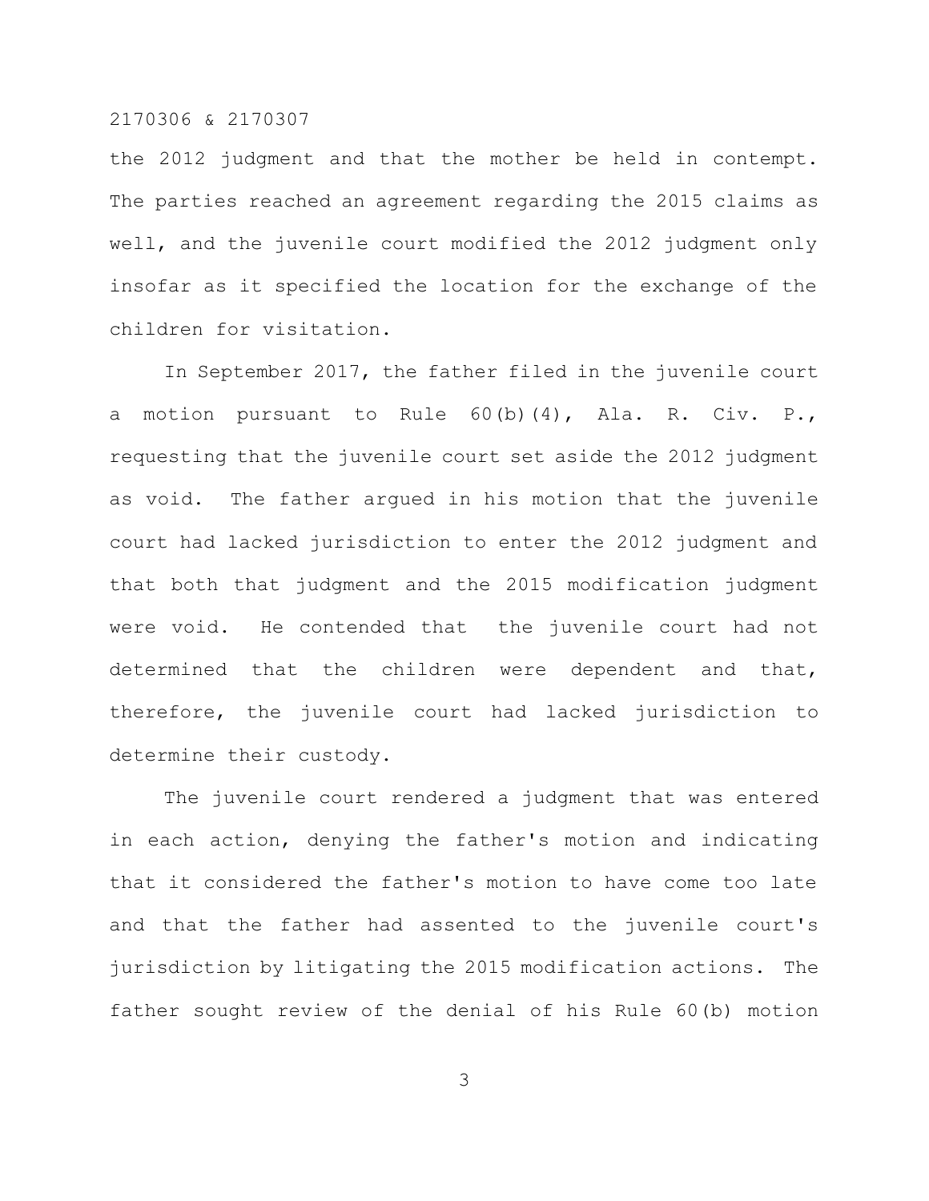the 2012 judgment and that the mother be held in contempt. The parties reached an agreement regarding the 2015 claims as well, and the juvenile court modified the 2012 judgment only insofar as it specified the location for the exchange of the children for visitation.

In September 2017, the father filed in the juvenile court a motion pursuant to Rule 60(b)(4), Ala. R. Civ. P., requesting that the juvenile court set aside the 2012 judgment as void. The father argued in his motion that the juvenile court had lacked jurisdiction to enter the 2012 judgment and that both that judgment and the 2015 modification judgment were void. He contended that the juvenile court had not determined that the children were dependent and that, therefore, the juvenile court had lacked jurisdiction to determine their custody.

The juvenile court rendered a judgment that was entered in each action, denying the father's motion and indicating that it considered the father's motion to have come too late and that the father had assented to the juvenile court's jurisdiction by litigating the 2015 modification actions. The father sought review of the denial of his Rule 60(b) motion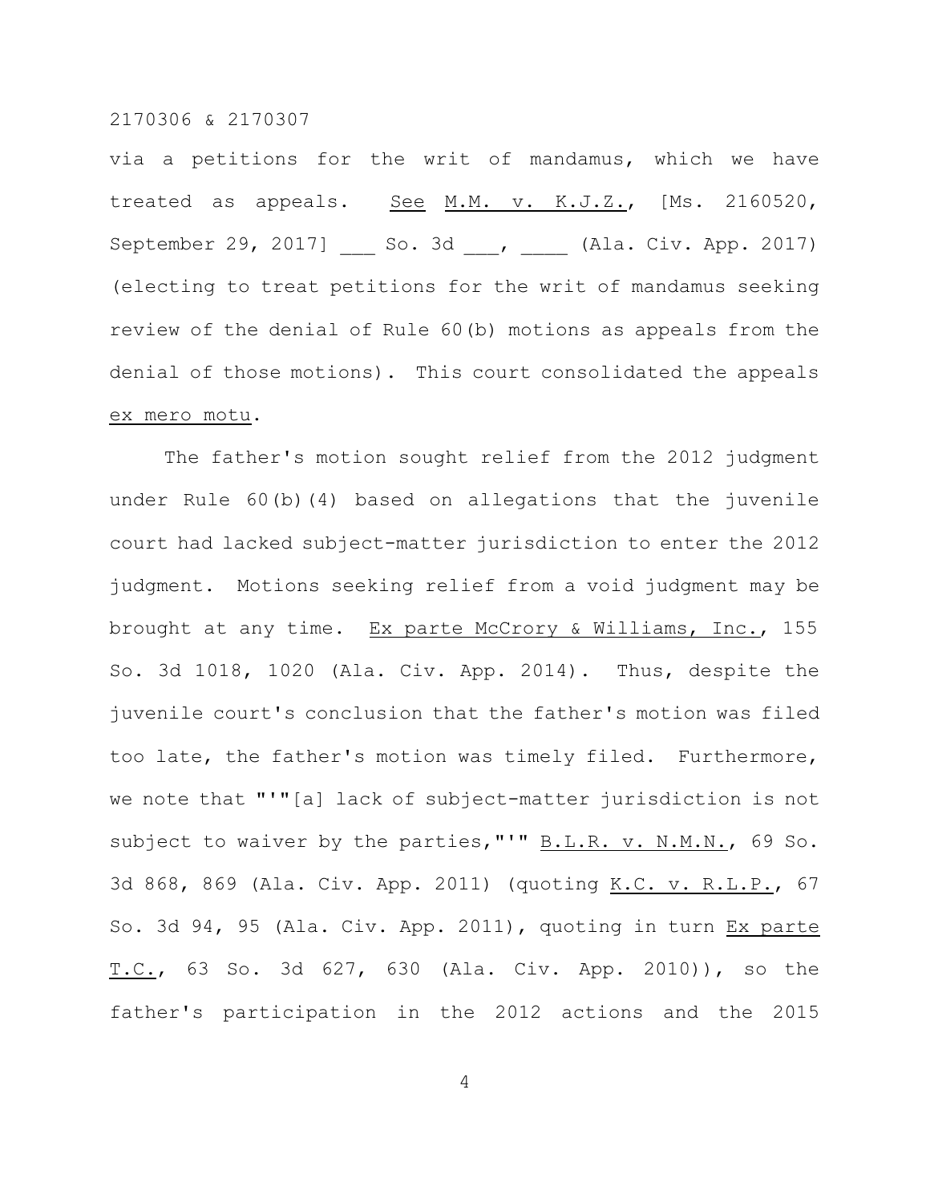via a petitions for the writ of mandamus, which we have treated as appeals. See M.M. v. K.J.Z., [Ms. 2160520, September 29, 2017] ___ So. 3d ___, ____ (Ala. Civ. App. 2017) (electing to treat petitions for the writ of mandamus seeking review of the denial of Rule 60(b) motions as appeals from the denial of those motions). This court consolidated the appeals ex mero motu.

The father's motion sought relief from the 2012 judgment under Rule 60(b)(4) based on allegations that the juvenile court had lacked subject-matter jurisdiction to enter the 2012 judgment. Motions seeking relief from a void judgment may be brought at any time. Ex parte McCrory & Williams, Inc., 155 So. 3d 1018, 1020 (Ala. Civ. App. 2014). Thus, despite the juvenile court's conclusion that the father's motion was filed too late, the father's motion was timely filed. Furthermore, we note that "'"[a] lack of subject-matter jurisdiction is not subject to waiver by the parties,"'" B.L.R. v. N.M.N., 69 So. 3d 868, 869 (Ala. Civ. App. 2011) (quoting K.C. v. R.L.P., 67 So. 3d 94, 95 (Ala. Civ. App. 2011), quoting in turn Ex parte T.C., 63 So. 3d 627, 630 (Ala. Civ. App. 2010)), so the father's participation in the 2012 actions and the 2015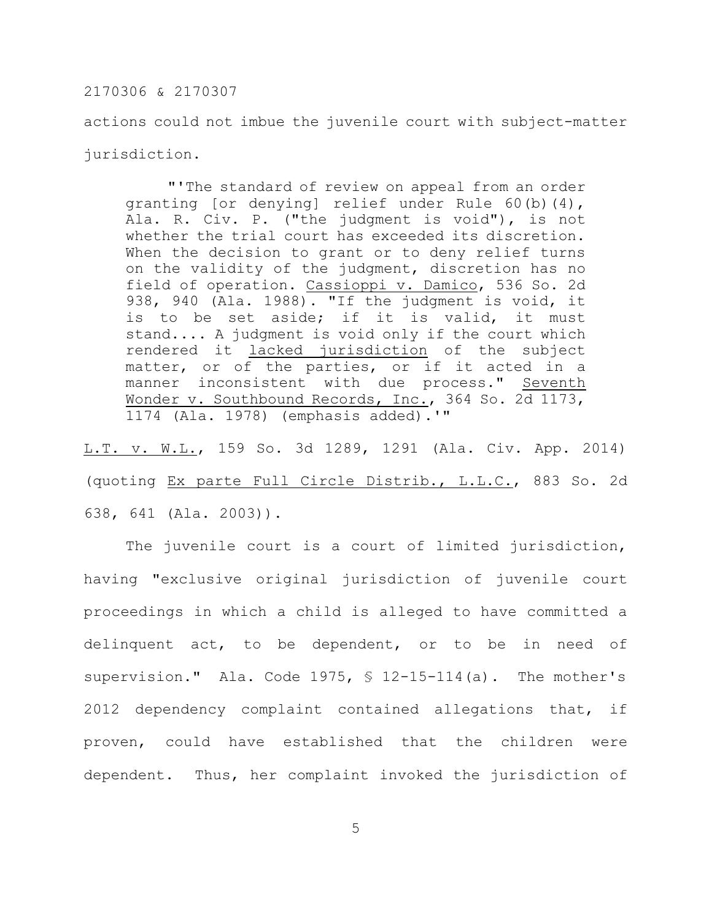actions could not imbue the juvenile court with subject-matter jurisdiction.

> "'The standard of review on appeal from an order granting [or denying] relief under Rule 60(b)(4), Ala. R. Civ. P. ("the judgment is void"), is not whether the trial court has exceeded its discretion. When the decision to grant or to deny relief turns on the validity of the judgment, discretion has no field of operation. Cassioppi v. Damico, 536 So. 2d 938, 940 (Ala. 1988). "If the judgment is void, it is to be set aside; if it is valid, it must stand.... A judgment is void only if the court which rendered it lacked jurisdiction of the subject matter, or of the parties, or if it acted in a manner inconsistent with due process." Seventh Wonder v. Southbound Records, Inc., 364 So. 2d 1173, 1174 (Ala. 1978) (emphasis added).'"

L.T. v. W.L., 159 So. 3d 1289, 1291 (Ala. Civ. App. 2014) (quoting Ex parte Full Circle Distrib., L.L.C., 883 So. 2d 638, 641 (Ala. 2003)).

The juvenile court is a court of limited jurisdiction, having "exclusive original jurisdiction of juvenile court proceedings in which a child is alleged to have committed a delinquent act, to be dependent, or to be in need of supervision." Ala. Code 1975, § 12-15-114(a). The mother's 2012 dependency complaint contained allegations that, if proven, could have established that the children were dependent. Thus, her complaint invoked the jurisdiction of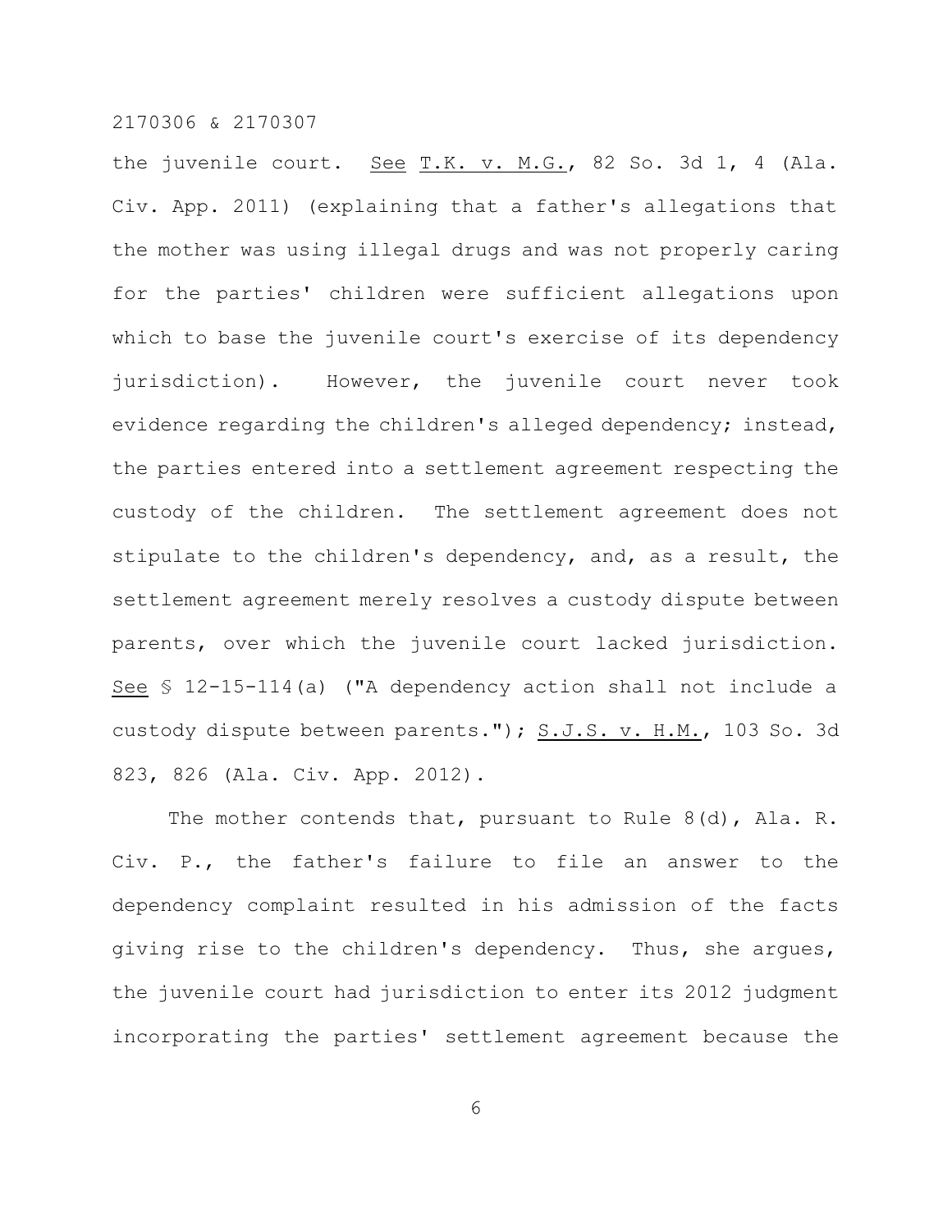the juvenile court. _See_ _T.K. v. M.G._, 82 So. 3d 1, 4 (Ala. Civ. App. 2011) (explaining that a father's allegations that the mother was using illegal drugs and was not properly caring for the parties' children were sufficient allegations upon which to base the juvenile court's exercise of its dependency jurisdiction). However, the juvenile court never took evidence regarding the children's alleged dependency; instead, the parties entered into a settlement agreement respecting the custody of the children. The settlement agreement does not stipulate to the children's dependency, and, as a result, the settlement agreement merely resolves a custody dispute between parents, over which the juvenile court lacked jurisdiction. _See_ § 12-15-114(a) ("A dependency action shall not include a custody dispute between parents."); _S.J.S. v. H.M._, 103 So. 3d 823, 826 (Ala. Civ. App. 2012).

The mother contends that, pursuant to Rule 8(d), Ala. R. Civ. P., the father's failure to file an answer to the dependency complaint resulted in his admission of the facts giving rise to the children's dependency. Thus, she argues, the juvenile court had jurisdiction to enter its 2012 judgment incorporating the parties' settlement agreement because the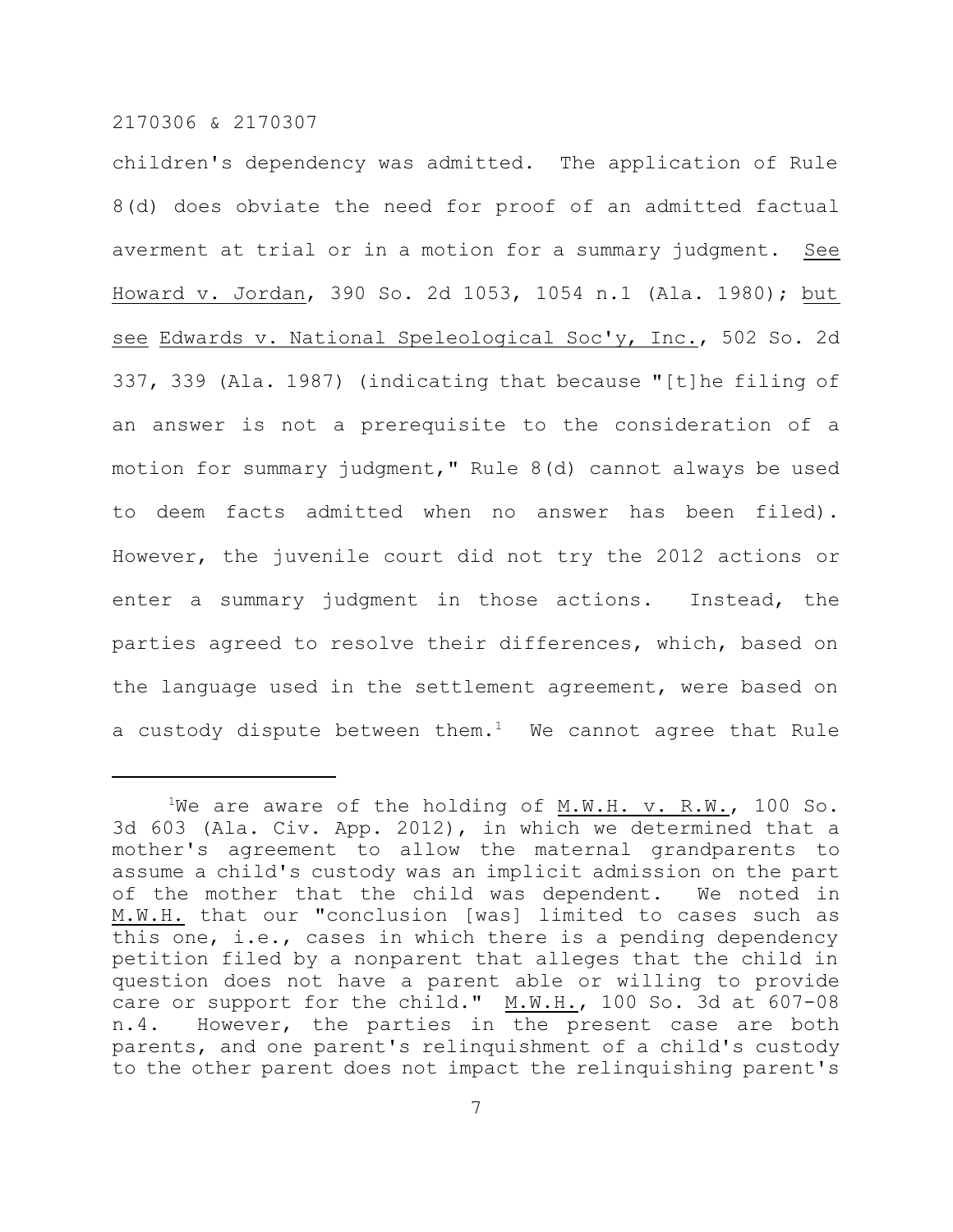children's dependency was admitted. The application of Rule 8(d) does obviate the need for proof of an admitted factual averment at trial or in a motion for a summary judgment. See Howard v. Jordan, 390 So. 2d 1053, 1054 n.1 (Ala. 1980); but see Edwards v. National Speleological Soc'y, Inc., 502 So. 2d 337, 339 (Ala. 1987) (indicating that because "[t]he filing of an answer is not a prerequisite to the consideration of a motion for summary judgment," Rule 8(d) cannot always be used to deem facts admitted when no answer has been filed). However, the juvenile court did not try the 2012 actions or enter a summary judgment in those actions. Instead, the parties agreed to resolve their differences, which, based on the language used in the settlement agreement, were based on a custody dispute between them.[1] We cannot agree that Rule

---

[1]We are aware of the holding of M.W.H. v. R.W., 100 So. 3d 603 (Ala. Civ. App. 2012), in which we determined that a mother's agreement to allow the maternal grandparents to assume a child's custody was an implicit admission on the part of the mother that the child was dependent. We noted in M.W.H. that our "conclusion [was] limited to cases such as this one, i.e., cases in which there is a pending dependency petition filed by a nonparent that alleges that the child in question does not have a parent able or willing to provide care or support for the child." M.W.H., 100 So. 3d at 607-08 n.4. However, the parties in the present case are both parents, and one parent's relinquishment of a child's custody to the other parent does not impact the relinquishing parent's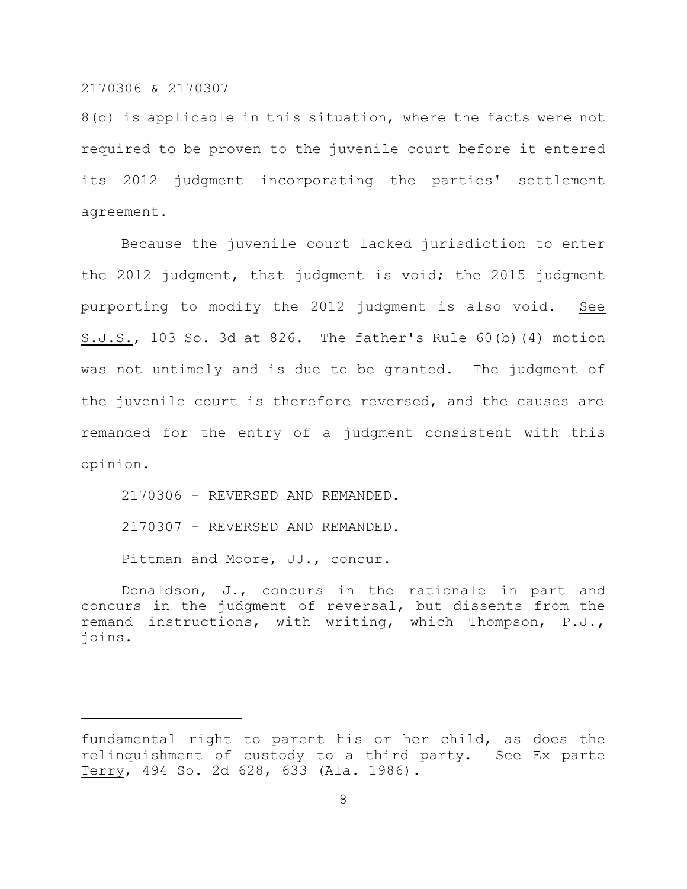8(d) is applicable in this situation, where the facts were not required to be proven to the juvenile court before it entered its 2012 judgment incorporating the parties' settlement agreement.

Because the juvenile court lacked jurisdiction to enter the 2012 judgment, that judgment is void; the 2015 judgment purporting to modify the 2012 judgment is also void. See S.J.S., 103 So. 3d at 826. The father's Rule 60(b)(4) motion was not untimely and is due to be granted. The judgment of the juvenile court is therefore reversed, and the causes are remanded for the entry of a judgment consistent with this opinion.

2170306 – REVERSED AND REMANDED.

2170307 – REVERSED AND REMANDED.

Pittman and Moore, JJ., concur.

Donaldson, J., concurs in the rationale in part and concurs in the judgment of reversal, but dissents from the remand instructions, with writing, which Thompson, P.J., joins.

---

fundamental right to parent his or her child, as does the relinquishment of custody to a third party. See Ex parte Terry, 494 So. 2d 628, 633 (Ala. 1986).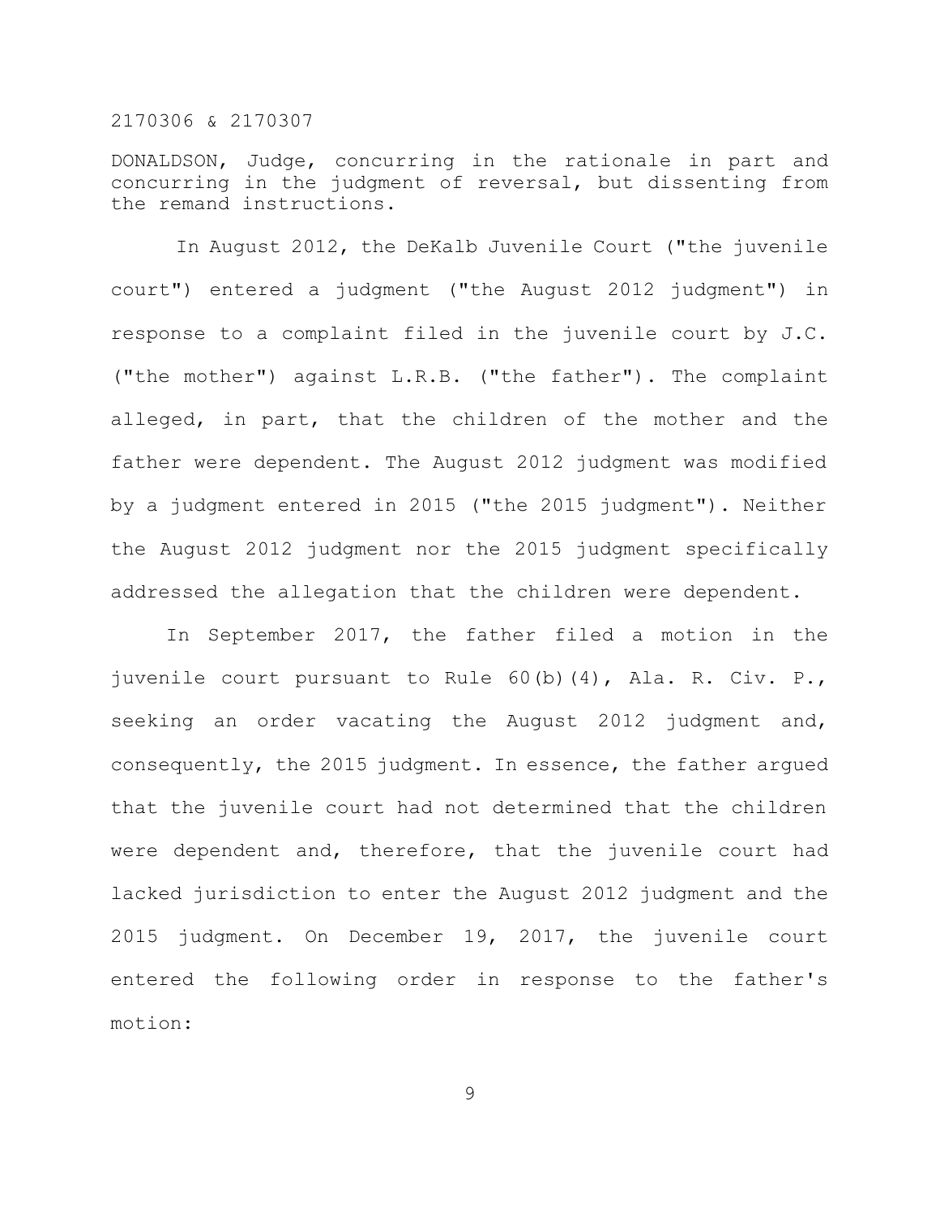DONALDSON, Judge, concurring in the rationale in part and concurring in the judgment of reversal, but dissenting from the remand instructions.

In August 2012, the DeKalb Juvenile Court ("the juvenile court") entered a judgment ("the August 2012 judgment") in response to a complaint filed in the juvenile court by J.C. ("the mother") against L.R.B. ("the father"). The complaint alleged, in part, that the children of the mother and the father were dependent. The August 2012 judgment was modified by a judgment entered in 2015 ("the 2015 judgment"). Neither the August 2012 judgment nor the 2015 judgment specifically addressed the allegation that the children were dependent.

In September 2017, the father filed a motion in the juvenile court pursuant to Rule 60(b)(4), Ala. R. Civ. P., seeking an order vacating the August 2012 judgment and, consequently, the 2015 judgment. In essence, the father argued that the juvenile court had not determined that the children were dependent and, therefore, that the juvenile court had lacked jurisdiction to enter the August 2012 judgment and the 2015 judgment. On December 19, 2017, the juvenile court entered the following order in response to the father's motion: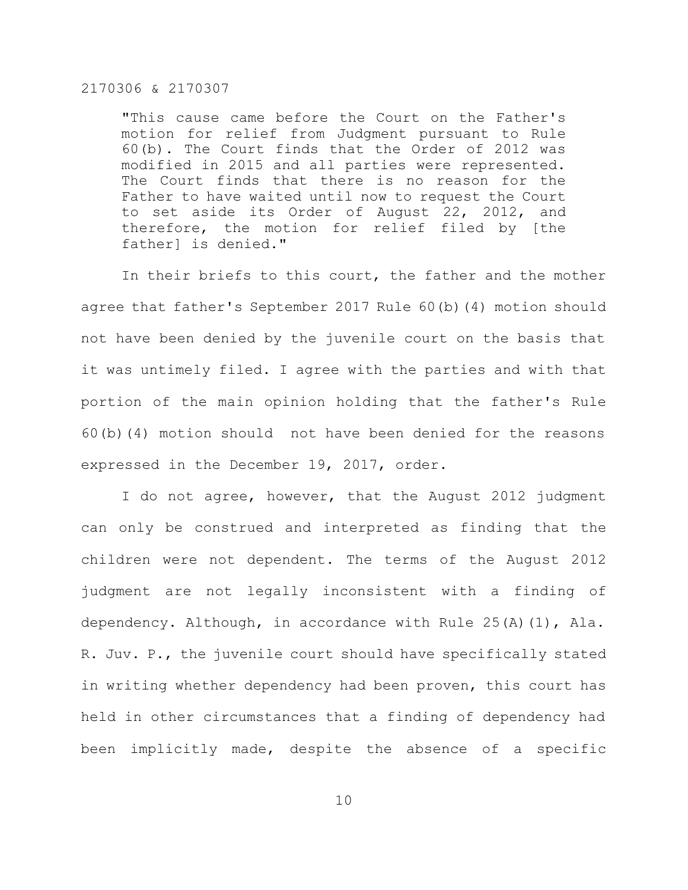> "This cause came before the Court on the Father's motion for relief from Judgment pursuant to Rule 60(b). The Court finds that the Order of 2012 was modified in 2015 and all parties were represented. The Court finds that there is no reason for the Father to have waited until now to request the Court to set aside its Order of August 22, 2012, and therefore, the motion for relief filed by [the father] is denied."

In their briefs to this court, the father and the mother agree that father's September 2017 Rule 60(b)(4) motion should not have been denied by the juvenile court on the basis that it was untimely filed. I agree with the parties and with that portion of the main opinion holding that the father's Rule 60(b)(4) motion should not have been denied for the reasons expressed in the December 19, 2017, order.

I do not agree, however, that the August 2012 judgment can only be construed and interpreted as finding that the children were not dependent. The terms of the August 2012 judgment are not legally inconsistent with a finding of dependency. Although, in accordance with Rule 25(A)(1), Ala. R. Juv. P., the juvenile court should have specifically stated in writing whether dependency had been proven, this court has held in other circumstances that a finding of dependency had been implicitly made, despite the absence of a specific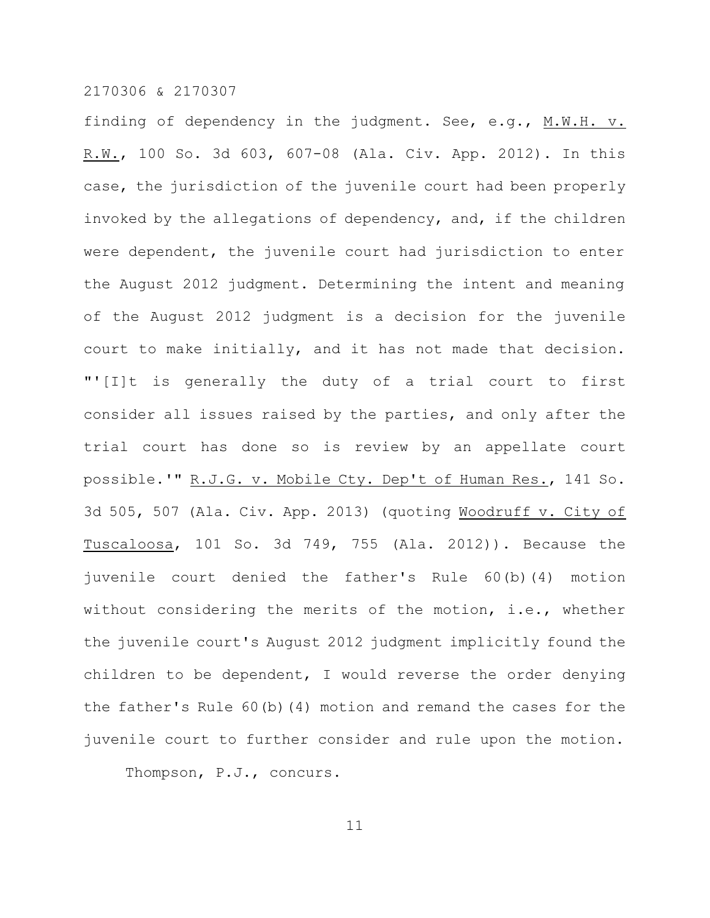finding of dependency in the judgment. See, e.g., M.W.H. v. R.W., 100 So. 3d 603, 607-08 (Ala. Civ. App. 2012). In this case, the jurisdiction of the juvenile court had been properly invoked by the allegations of dependency, and, if the children were dependent, the juvenile court had jurisdiction to enter the August 2012 judgment. Determining the intent and meaning of the August 2012 judgment is a decision for the juvenile court to make initially, and it has not made that decision. "'[I]t is generally the duty of a trial court to first consider all issues raised by the parties, and only after the trial court has done so is review by an appellate court possible.'" R.J.G. v. Mobile Cty. Dep't of Human Res., 141 So. 3d 505, 507 (Ala. Civ. App. 2013) (quoting Woodruff v. City of Tuscaloosa, 101 So. 3d 749, 755 (Ala. 2012)). Because the juvenile court denied the father's Rule 60(b)(4) motion without considering the merits of the motion, i.e., whether the juvenile court's August 2012 judgment implicitly found the children to be dependent, I would reverse the order denying the father's Rule 60(b)(4) motion and remand the cases for the juvenile court to further consider and rule upon the motion.

Thompson, P.J., concurs.